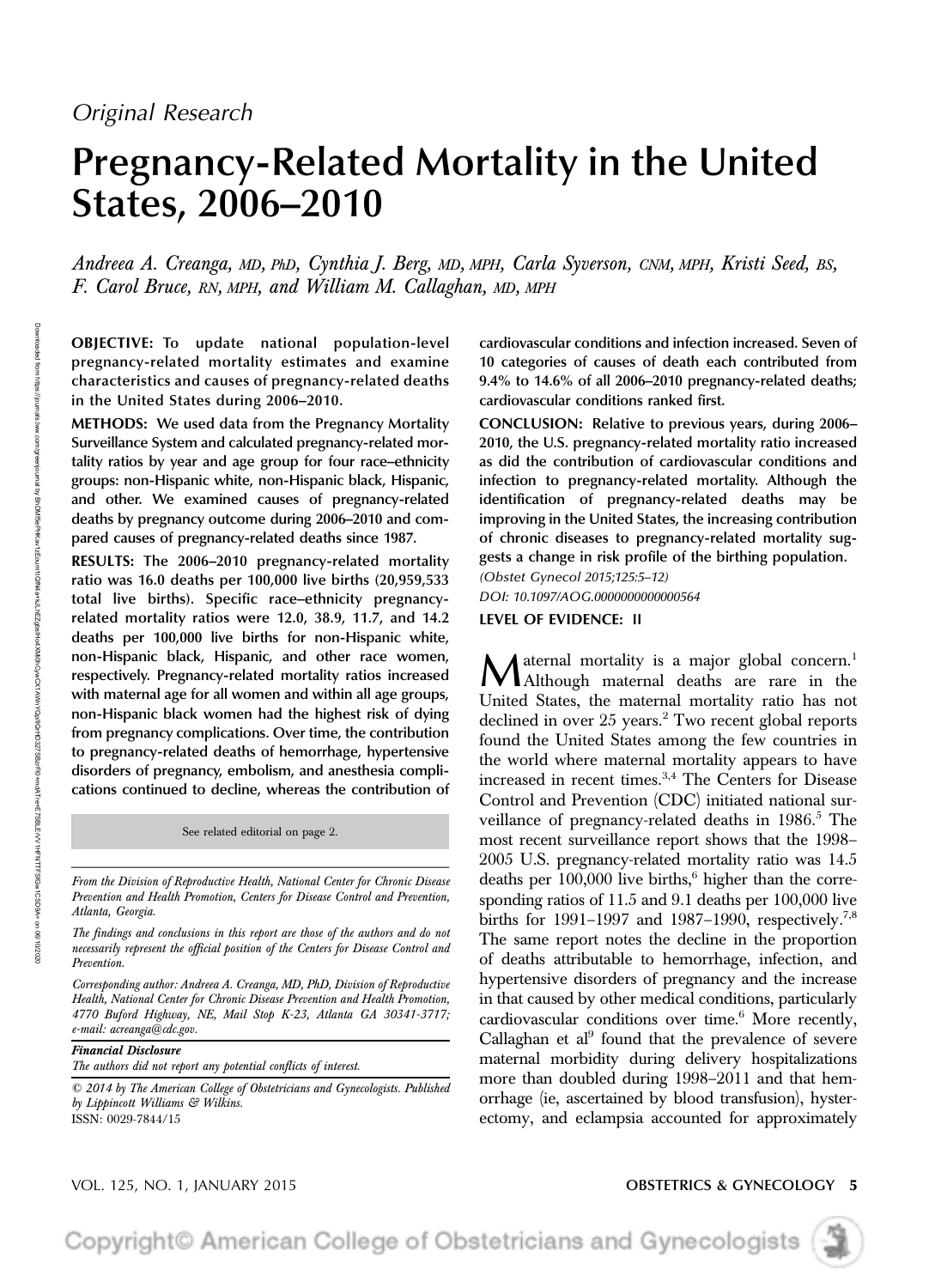*Original Research*

# Pregnancy-Related Mortality in the United States, 2006–2010

*Andreea A. Creanga, MD, PhD, Cynthia J. Berg, MD, MPH, Carla Syverson, CNM, MPH, Kristi Seed, BS, F. Carol Bruce, RN, MPH, and William M. Callaghan, MD, MPH*

**OBJECTIVE:** To update national population-level pregnancy-related mortality estimates and examine characteristics and causes of pregnancy-related deaths in the United States during 2006–2010.

**METHODS:** We used data from the Pregnancy Mortality Surveillance System and calculated pregnancy-related mortality ratios by year and age group for four race–ethnicity groups: non-Hispanic white, non-Hispanic black, Hispanic, and other. We examined causes of pregnancy-related deaths by pregnancy outcome during 2006–2010 and compared causes of pregnancy-related deaths since 1987.

**RESULTS:** The 2006–2010 pregnancy-related mortality ratio was 16.0 deaths per 100,000 live births (20,959,533 total live births). Specific race–ethnicity pregnancy-related mortality ratios were 12.0, 38.9, 11.7, and 14.2 deaths per 100,000 live births for non-Hispanic white, non-Hispanic black, Hispanic, and other race women, respectively. Pregnancy-related mortality ratios increased with maternal age for all women and within all age groups, non-Hispanic black women had the highest risk of dying from pregnancy complications. Over time, the contribution to pregnancy-related deaths of hemorrhage, hypertensive disorders of pregnancy, embolism, and anesthesia complications continued to decline, whereas the contribution of cardiovascular conditions and infection increased. Seven of 10 categories of causes of death each contributed from 9.4% to 14.6% of all 2006–2010 pregnancy-related deaths; cardiovascular conditions ranked first.

**CONCLUSION:** Relative to previous years, during 2006–2010, the U.S. pregnancy-related mortality ratio increased as did the contribution of cardiovascular conditions and infection to pregnancy-related mortality. Although the identification of pregnancy-related deaths may be improving in the United States, the increasing contribution of chronic diseases to pregnancy-related mortality suggests a change in risk profile of the birthing population.

*(Obstet Gynecol 2015;125:5–12)*

*DOI: 10.1097/AOG.0000000000000564*

**LEVEL OF EVIDENCE: II**

See related editorial on page 2.

*From the Division of Reproductive Health, National Center for Chronic Disease Prevention and Health Promotion, Centers for Disease Control and Prevention, Atlanta, Georgia.*

*The findings and conclusions in this report are those of the authors and do not necessarily represent the official position of the Centers for Disease Control and Prevention.*

*Corresponding author: Andreea A. Creanga, MD, PhD, Division of Reproductive Health, National Center for Chronic Disease Prevention and Health Promotion, 4770 Buford Highway, NE, Mail Stop K-23, Atlanta GA 30341-3717; e-mail: acreanga@cdc.gov.*

***Financial Disclosure***
*The authors did not report any potential conflicts of interest.*

*© 2014 by The American College of Obstetricians and Gynecologists. Published by Lippincott Williams & Wilkins.*
ISSN: 0029-7844/15

Maternal mortality is a major global concern.[1] Although maternal deaths are rare in the United States, the maternal mortality ratio has not declined in over 25 years.[2] Two recent global reports found the United States among the few countries in the world where maternal mortality appears to have increased in recent times.[3,4] The Centers for Disease Control and Prevention (CDC) initiated national surveillance of pregnancy-related deaths in 1986.[5] The most recent surveillance report shows that the 1998–2005 U.S. pregnancy-related mortality ratio was 14.5 deaths per 100,000 live births,[6] higher than the corresponding ratios of 11.5 and 9.1 deaths per 100,000 live births for 1991–1997 and 1987–1990, respectively.[7,8] The same report notes the decline in the proportion of deaths attributable to hemorrhage, infection, and hypertensive disorders of pregnancy and the increase in that caused by other medical conditions, particularly cardiovascular conditions over time.[6] More recently, Callaghan et al[9] found that the prevalence of severe maternal morbidity during delivery hospitalizations more than doubled during 1998–2011 and that hemorrhage (ie, ascertained by blood transfusion), hysterectomy, and eclampsia accounted for approximately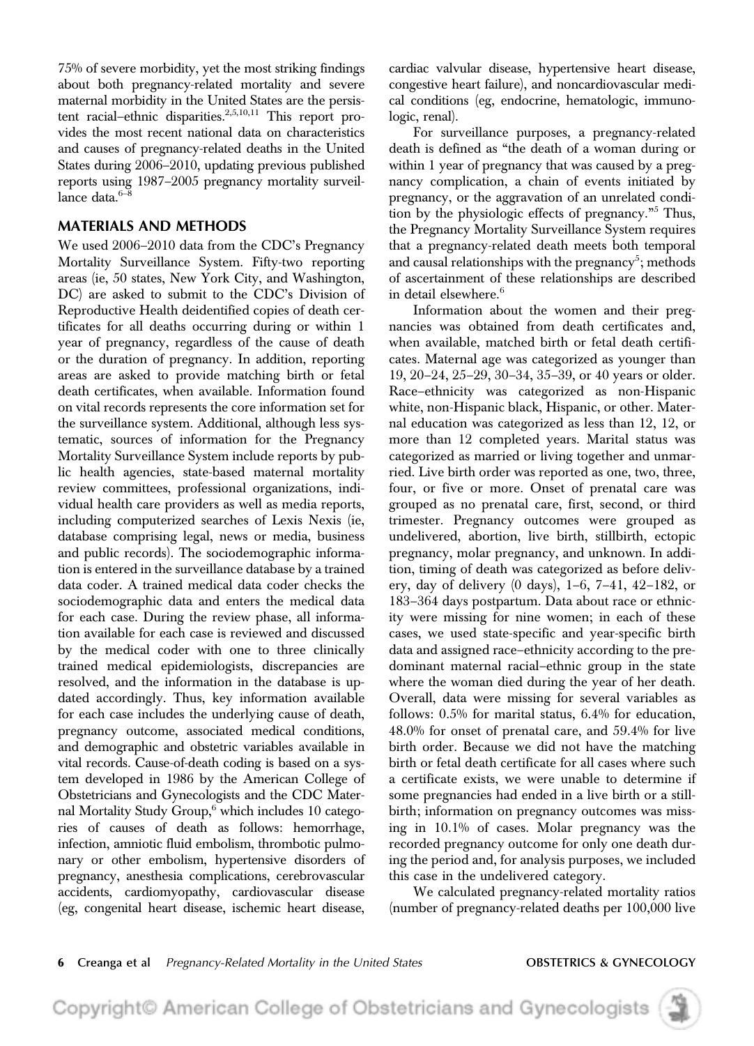75% of severe morbidity, yet the most striking findings about both pregnancy-related mortality and severe maternal morbidity in the United States are the persistent racial–ethnic disparities.[2,5,10,11] This report provides the most recent national data on characteristics and causes of pregnancy-related deaths in the United States during 2006–2010, updating previous published reports using 1987–2005 pregnancy mortality surveillance data.[6–8]

## MATERIALS AND METHODS

We used 2006–2010 data from the CDC's Pregnancy Mortality Surveillance System. Fifty-two reporting areas (ie, 50 states, New York City, and Washington, DC) are asked to submit to the CDC's Division of Reproductive Health deidentified copies of death certificates for all deaths occurring during or within 1 year of pregnancy, regardless of the cause of death or the duration of pregnancy. In addition, reporting areas are asked to provide matching birth or fetal death certificates, when available. Information found on vital records represents the core information set for the surveillance system. Additional, although less systematic, sources of information for the Pregnancy Mortality Surveillance System include reports by public health agencies, state-based maternal mortality review committees, professional organizations, individual health care providers as well as media reports, including computerized searches of Lexis Nexis (ie, database comprising legal, news or media, business and public records). The sociodemographic information is entered in the surveillance database by a trained data coder. A trained medical data coder checks the sociodemographic data and enters the medical data for each case. During the review phase, all information available for each case is reviewed and discussed by the medical coder with one to three clinically trained medical epidemiologists, discrepancies are resolved, and the information in the database is updated accordingly. Thus, key information available for each case includes the underlying cause of death, pregnancy outcome, associated medical conditions, and demographic and obstetric variables available in vital records. Cause-of-death coding is based on a system developed in 1986 by the American College of Obstetricians and Gynecologists and the CDC Maternal Mortality Study Group,[6] which includes 10 categories of causes of death as follows: hemorrhage, infection, amniotic fluid embolism, thrombotic pulmonary or other embolism, hypertensive disorders of pregnancy, anesthesia complications, cerebrovascular accidents, cardiomyopathy, cardiovascular disease (eg, congenital heart disease, ischemic heart disease, cardiac valvular disease, hypertensive heart disease, congestive heart failure), and noncardiovascular medical conditions (eg, endocrine, hematologic, immunologic, renal).

For surveillance purposes, a pregnancy-related death is defined as "the death of a woman during or within 1 year of pregnancy that was caused by a pregnancy complication, a chain of events initiated by pregnancy, or the aggravation of an unrelated condition by the physiologic effects of pregnancy."[5] Thus, the Pregnancy Mortality Surveillance System requires that a pregnancy-related death meets both temporal and causal relationships with the pregnancy[5]; methods of ascertainment of these relationships are described in detail elsewhere.[6]

Information about the women and their pregnancies was obtained from death certificates and, when available, matched birth or fetal death certificates. Maternal age was categorized as younger than 19, 20–24, 25–29, 30–34, 35–39, or 40 years or older. Race–ethnicity was categorized as non-Hispanic white, non-Hispanic black, Hispanic, or other. Maternal education was categorized as less than 12, 12, or more than 12 completed years. Marital status was categorized as married or living together and unmarried. Live birth order was reported as one, two, three, four, or five or more. Onset of prenatal care was grouped as no prenatal care, first, second, or third trimester. Pregnancy outcomes were grouped as undelivered, abortion, live birth, stillbirth, ectopic pregnancy, molar pregnancy, and unknown. In addition, timing of death was categorized as before delivery, day of delivery (0 days), 1–6, 7–41, 42–182, or 183–364 days postpartum. Data about race or ethnicity were missing for nine women; in each of these cases, we used state-specific and year-specific birth data and assigned race–ethnicity according to the predominant maternal racial–ethnic group in the state where the woman died during the year of her death. Overall, data were missing for several variables as follows: 0.5% for marital status, 6.4% for education, 48.0% for onset of prenatal care, and 59.4% for live birth order. Because we did not have the matching birth or fetal death certificate for all cases where such a certificate exists, we were unable to determine if some pregnancies had ended in a live birth or a stillbirth; information on pregnancy outcomes was missing in 10.1% of cases. Molar pregnancy was the recorded pregnancy outcome for only one death during the period and, for analysis purposes, we included this case in the undelivered category.

We calculated pregnancy-related mortality ratios (number of pregnancy-related deaths per 100,000 live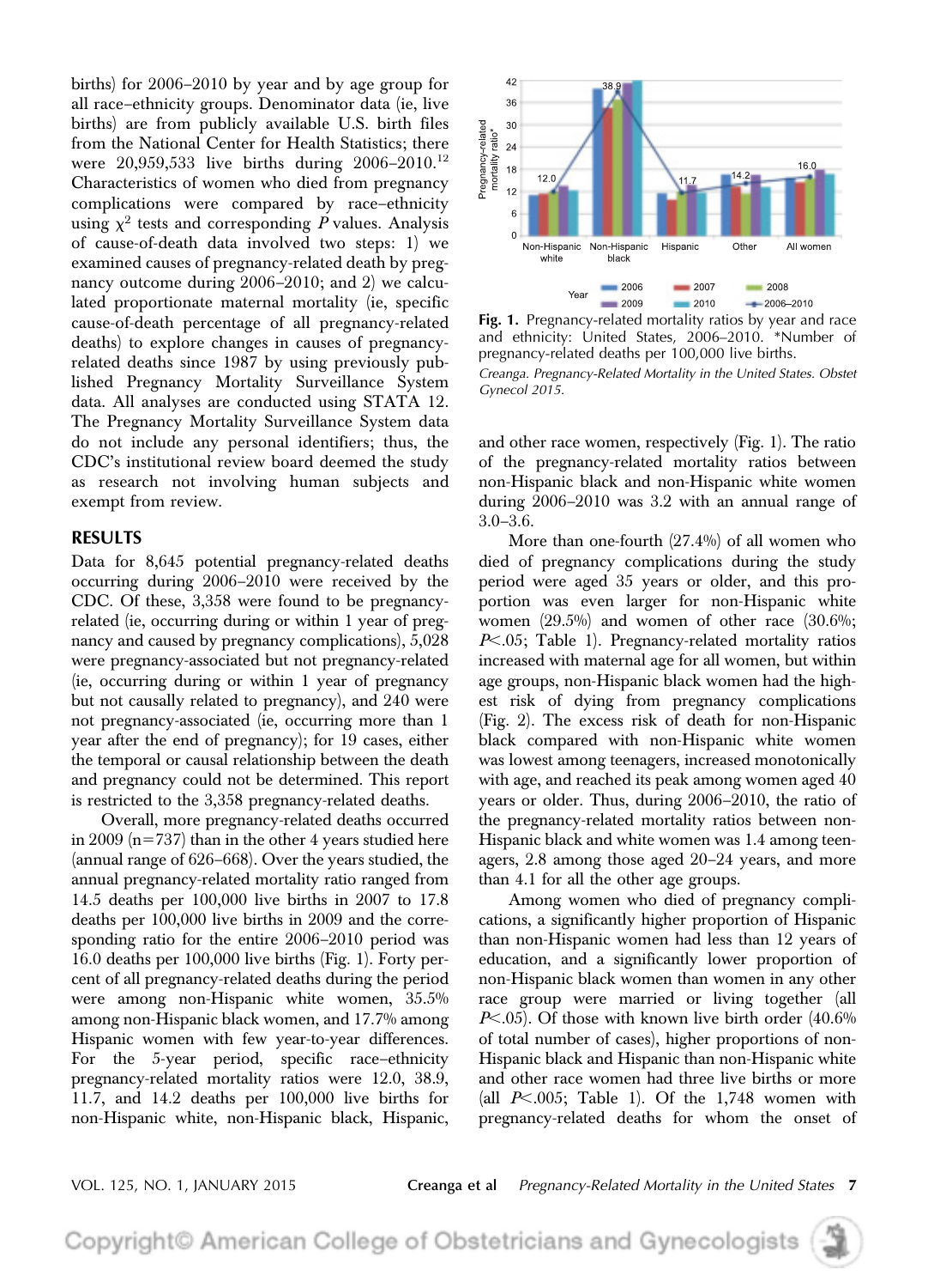births) for 2006–2010 by year and by age group for all race–ethnicity groups. Denominator data (ie, live births) are from publicly available U.S. birth files from the National Center for Health Statistics; there were 20,959,533 live births during 2006–2010.[12] Characteristics of women who died from pregnancy complications were compared by race–ethnicity using $\chi^2$ tests and corresponding $P$ values. Analysis of cause-of-death data involved two steps: 1) we examined causes of pregnancy-related death by pregnancy outcome during 2006–2010; and 2) we calculated proportionate maternal mortality (ie, specific cause-of-death percentage of all pregnancy-related deaths) to explore changes in causes of pregnancy-related deaths since 1987 by using previously published Pregnancy Mortality Surveillance System data. All analyses are conducted using STATA 12. The Pregnancy Mortality Surveillance System data do not include any personal identifiers; thus, the CDC's institutional review board deemed the study as research not involving human subjects and exempt from review.

## RESULTS

Data for 8,645 potential pregnancy-related deaths occurring during 2006–2010 were received by the CDC. Of these, 3,358 were found to be pregnancy-related (ie, occurring during or within 1 year of pregnancy and caused by pregnancy complications), 5,028 were pregnancy-associated but not pregnancy-related (ie, occurring during or within 1 year of pregnancy but not causally related to pregnancy), and 240 were not pregnancy-associated (ie, occurring more than 1 year after the end of pregnancy); for 19 cases, either the temporal or causal relationship between the death and pregnancy could not be determined. This report is restricted to the 3,358 pregnancy-related deaths.

Overall, more pregnancy-related deaths occurred in 2009 (n=737) than in the other 4 years studied here (annual range of 626–668). Over the years studied, the annual pregnancy-related mortality ratio ranged from 14.5 deaths per 100,000 live births in 2007 to 17.8 deaths per 100,000 live births in 2009 and the corresponding ratio for the entire 2006–2010 period was 16.0 deaths per 100,000 live births (Fig. 1). Forty percent of all pregnancy-related deaths during the period were among non-Hispanic white women, 35.5% among non-Hispanic black women, and 17.7% among Hispanic women with few year-to-year differences. For the 5-year period, specific race–ethnicity pregnancy-related mortality ratios were 12.0, 38.9, 11.7, and 14.2 deaths per 100,000 live births for non-Hispanic white, non-Hispanic black, Hispanic, and other race women, respectively (Fig. 1). The ratio of the pregnancy-related mortality ratios between non-Hispanic black and non-Hispanic white women during 2006–2010 was 3.2 with an annual range of 3.0–3.6.

**Fig. 1.** Pregnancy-related mortality ratios by year and race and ethnicity: United States, 2006–2010. *Number of pregnancy-related deaths per 100,000 live births.

*Creanga. Pregnancy-Related Mortality in the United States. Obstet Gynecol 2015.*

More than one-fourth (27.4%) of all women who died of pregnancy complications during the study period were aged 35 years or older, and this proportion was even larger for non-Hispanic white women (29.5%) and women of other race (30.6%; $P<.05$; Table 1). Pregnancy-related mortality ratios increased with maternal age for all women, but within age groups, non-Hispanic black women had the highest risk of dying from pregnancy complications (Fig. 2). The excess risk of death for non-Hispanic black compared with non-Hispanic white women was lowest among teenagers, increased monotonically with age, and reached its peak among women aged 40 years or older. Thus, during 2006–2010, the ratio of the pregnancy-related mortality ratios between non-Hispanic black and white women was 1.4 among teenagers, 2.8 among those aged 20–24 years, and more than 4.1 for all the other age groups.

Among women who died of pregnancy complications, a significantly higher proportion of Hispanic than non-Hispanic women had less than 12 years of education, and a significantly lower proportion of non-Hispanic black women than women in any other race group were married or living together (all $P<.05$). Of those with known live birth order (40.6% of total number of cases), higher proportions of non-Hispanic black and Hispanic than non-Hispanic white and other race women had three live births or more (all $P<.005$; Table 1). Of the 1,748 women with pregnancy-related deaths for whom the onset of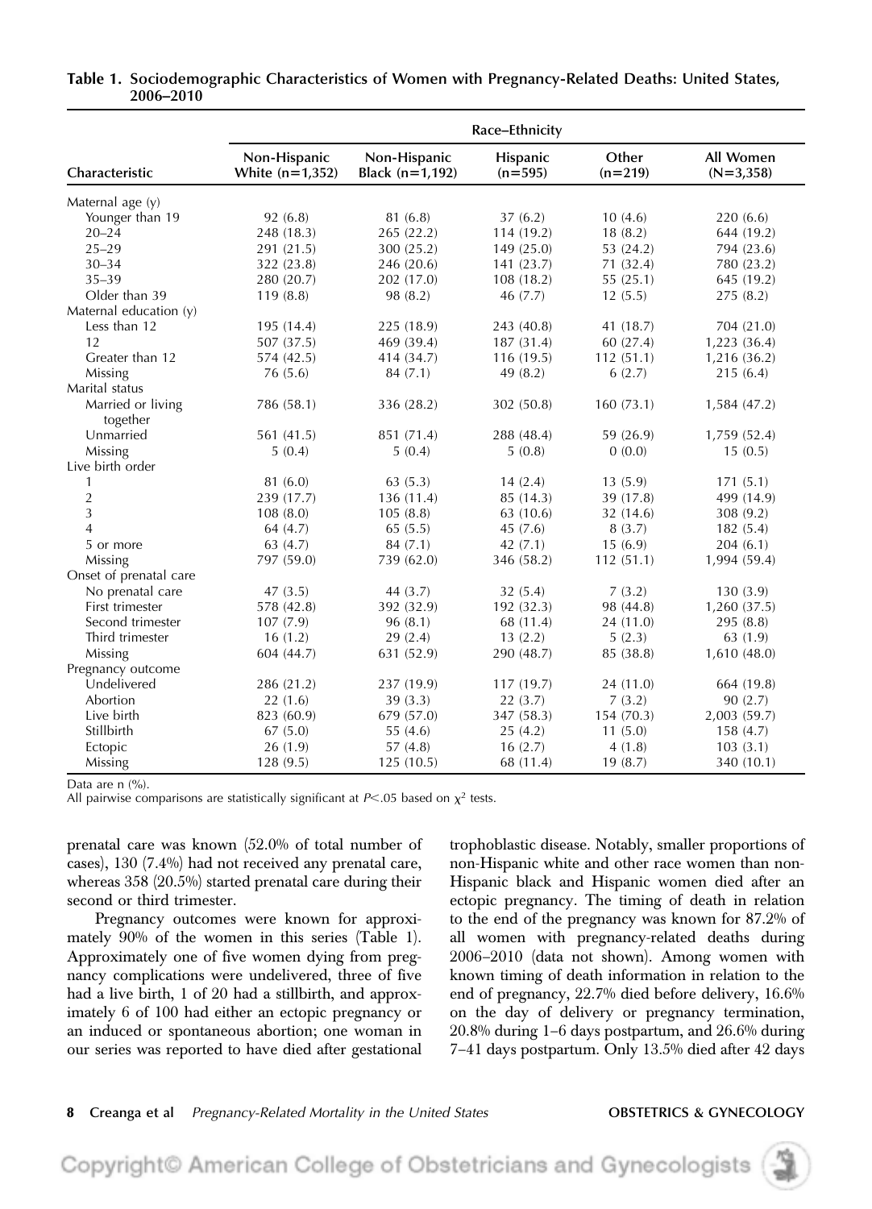**Table 1. Sociodemographic Characteristics of Women with Pregnancy-Related Deaths: United States, 2006–2010**

| | Race–Ethnicity | | | | |
|---|---|---|---|---|---|
| Characteristic | Non-Hispanic White (n=1,352) | Non-Hispanic Black (n=1,192) | Hispanic (n=595) | Other (n=219) | All Women (N=3,358) |
| Maternal age (y) | | | | | |
| Younger than 19 | 92 (6.8) | 81 (6.8) | 37 (6.2) | 10 (4.6) | 220 (6.6) |
| 20–24 | 248 (18.3) | 265 (22.2) | 114 (19.2) | 18 (8.2) | 644 (19.2) |
| 25–29 | 291 (21.5) | 300 (25.2) | 149 (25.0) | 53 (24.2) | 794 (23.6) |
| 30–34 | 322 (23.8) | 246 (20.6) | 141 (23.7) | 71 (32.4) | 780 (23.2) |
| 35–39 | 280 (20.7) | 202 (17.0) | 108 (18.2) | 55 (25.1) | 645 (19.2) |
| Older than 39 | 119 (8.8) | 98 (8.2) | 46 (7.7) | 12 (5.5) | 275 (8.2) |
| Maternal education (y) | | | | | |
| Less than 12 | 195 (14.4) | 225 (18.9) | 243 (40.8) | 41 (18.7) | 704 (21.0) |
| 12 | 507 (37.5) | 469 (39.4) | 187 (31.4) | 60 (27.4) | 1,223 (36.4) |
| Greater than 12 | 574 (42.5) | 414 (34.7) | 116 (19.5) | 112 (51.1) | 1,216 (36.2) |
| Missing | 76 (5.6) | 84 (7.1) | 49 (8.2) | 6 (2.7) | 215 (6.4) |
| Marital status | | | | | |
| Married or living together | 786 (58.1) | 336 (28.2) | 302 (50.8) | 160 (73.1) | 1,584 (47.2) |
| Unmarried | 561 (41.5) | 851 (71.4) | 288 (48.4) | 59 (26.9) | 1,759 (52.4) |
| Missing | 5 (0.4) | 5 (0.4) | 5 (0.8) | 0 (0.0) | 15 (0.5) |
| Live birth order | | | | | |
| 1 | 81 (6.0) | 63 (5.3) | 14 (2.4) | 13 (5.9) | 171 (5.1) |
| 2 | 239 (17.7) | 136 (11.4) | 85 (14.3) | 39 (17.8) | 499 (14.9) |
| 3 | 108 (8.0) | 105 (8.8) | 63 (10.6) | 32 (14.6) | 308 (9.2) |
| 4 | 64 (4.7) | 65 (5.5) | 45 (7.6) | 8 (3.7) | 182 (5.4) |
| 5 or more | 63 (4.7) | 84 (7.1) | 42 (7.1) | 15 (6.9) | 204 (6.1) |
| Missing | 797 (59.0) | 739 (62.0) | 346 (58.2) | 112 (51.1) | 1,994 (59.4) |
| Onset of prenatal care | | | | | |
| No prenatal care | 47 (3.5) | 44 (3.7) | 32 (5.4) | 7 (3.2) | 130 (3.9) |
| First trimester | 578 (42.8) | 392 (32.9) | 192 (32.3) | 98 (44.8) | 1,260 (37.5) |
| Second trimester | 107 (7.9) | 96 (8.1) | 68 (11.4) | 24 (11.0) | 295 (8.8) |
| Third trimester | 16 (1.2) | 29 (2.4) | 13 (2.2) | 5 (2.3) | 63 (1.9) |
| Missing | 604 (44.7) | 631 (52.9) | 290 (48.7) | 85 (38.8) | 1,610 (48.0) |
| Pregnancy outcome | | | | | |
| Undelivered | 286 (21.2) | 237 (19.9) | 117 (19.7) | 24 (11.0) | 664 (19.8) |
| Abortion | 22 (1.6) | 39 (3.3) | 22 (3.7) | 7 (3.2) | 90 (2.7) |
| Live birth | 823 (60.9) | 679 (57.0) | 347 (58.3) | 154 (70.3) | 2,003 (59.7) |
| Stillbirth | 67 (5.0) | 55 (4.6) | 25 (4.2) | 11 (5.0) | 158 (4.7) |
| Ectopic | 26 (1.9) | 57 (4.8) | 16 (2.7) | 4 (1.8) | 103 (3.1) |
| Missing | 128 (9.5) | 125 (10.5) | 68 (11.4) | 19 (8.7) | 340 (10.1) |

Data are n (%).
All pairwise comparisons are statistically significant at $P<.05$ based on $\chi^2$ tests.

prenatal care was known (52.0% of total number of cases), 130 (7.4%) had not received any prenatal care, whereas 358 (20.5%) started prenatal care during their second or third trimester.

Pregnancy outcomes were known for approximately 90% of the women in this series (Table 1). Approximately one of five women dying from pregnancy complications were undelivered, three of five had a live birth, 1 of 20 had a stillbirth, and approximately 6 of 100 had either an ectopic pregnancy or an induced or spontaneous abortion; one woman in our series was reported to have died after gestational trophoblastic disease. Notably, smaller proportions of non-Hispanic white and other race women than non-Hispanic black and Hispanic women died after an ectopic pregnancy. The timing of death in relation to the end of the pregnancy was known for 87.2% of all women with pregnancy-related deaths during 2006–2010 (data not shown). Among women with known timing of death information in relation to the end of pregnancy, 22.7% died before delivery, 16.6% on the day of delivery or pregnancy termination, 20.8% during 1–6 days postpartum, and 26.6% during 7–41 days postpartum. Only 13.5% died after 42 days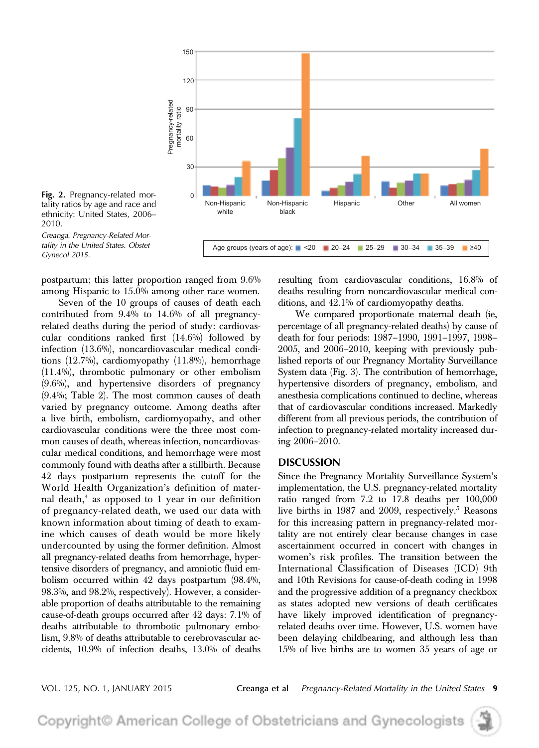**Fig. 2.** Pregnancy-related mortality ratios by age and race and ethnicity: United States, 2006–2010.

*Creanga. Pregnancy-Related Mortality in the United States. Obstet Gynecol 2015.*

postpartum; this latter proportion ranged from 9.6% among Hispanic to 15.0% among other race women.

Seven of the 10 groups of causes of death each contributed from 9.4% to 14.6% of all pregnancy-related deaths during the period of study: cardiovascular conditions ranked first (14.6%) followed by infection (13.6%), noncardiovascular medical conditions (12.7%), cardiomyopathy (11.8%), hemorrhage (11.4%), thrombotic pulmonary or other embolism (9.6%), and hypertensive disorders of pregnancy (9.4%; Table 2). The most common causes of death varied by pregnancy outcome. Among deaths after a live birth, embolism, cardiomyopathy, and other cardiovascular conditions were the three most common causes of death, whereas infection, noncardiovascular medical conditions, and hemorrhage were most commonly found with deaths after a stillbirth. Because 42 days postpartum represents the cutoff for the World Health Organization's definition of maternal death,[4] as opposed to 1 year in our definition of pregnancy-related death, we used our data with known information about timing of death to examine which causes of death would be more likely undercounted by using the former definition. Almost all pregnancy-related deaths from hemorrhage, hypertensive disorders of pregnancy, and amniotic fluid embolism occurred within 42 days postpartum (98.4%, 98.3%, and 98.2%, respectively). However, a considerable proportion of deaths attributable to the remaining cause-of-death groups occurred after 42 days: 7.1% of deaths attributable to thrombotic pulmonary embolism, 9.8% of deaths attributable to cerebrovascular accidents, 10.9% of infection deaths, 13.0% of deaths resulting from cardiovascular conditions, 16.8% of deaths resulting from noncardiovascular medical conditions, and 42.1% of cardiomyopathy deaths.

We compared proportionate maternal death (ie, percentage of all pregnancy-related deaths) by cause of death for four periods: 1987–1990, 1991–1997, 1998–2005, and 2006–2010, keeping with previously published reports of our Pregnancy Mortality Surveillance System data (Fig. 3). The contribution of hemorrhage, hypertensive disorders of pregnancy, embolism, and anesthesia complications continued to decline, whereas that of cardiovascular conditions increased. Markedly different from all previous periods, the contribution of infection to pregnancy-related mortality increased during 2006–2010.

## DISCUSSION

Since the Pregnancy Mortality Surveillance System's implementation, the U.S. pregnancy-related mortality ratio ranged from 7.2 to 17.8 deaths per 100,000 live births in 1987 and 2009, respectively.[5] Reasons for this increasing pattern in pregnancy-related mortality are not entirely clear because changes in case ascertainment occurred in concert with changes in women's risk profiles. The transition between the International Classification of Diseases (ICD) 9th and 10th Revisions for cause-of-death coding in 1998 and the progressive addition of a pregnancy checkbox as states adopted new versions of death certificates have likely improved identification of pregnancy-related deaths over time. However, U.S. women have been delaying childbearing, and although less than 15% of live births are to women 35 years of age or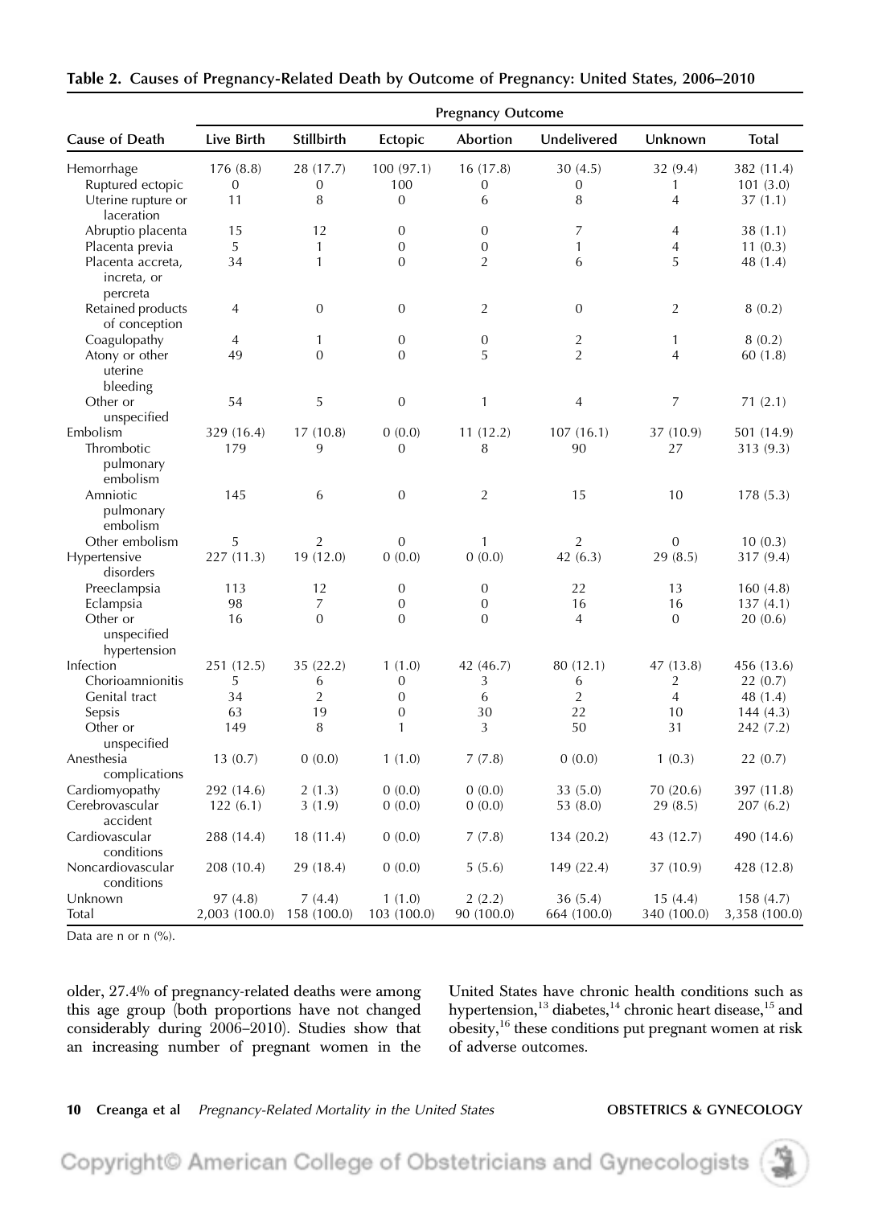**Table 2. Causes of Pregnancy-Related Death by Outcome of Pregnancy: United States, 2006–2010**

| Cause of Death | Pregnancy Outcome | | | | | | |
|---|---|---|---|---|---|---|---|
| | Live Birth | Stillbirth | Ectopic | Abortion | Undelivered | Unknown | Total |
| Hemorrhage | 176 (8.8) | 28 (17.7) | 100 (97.1) | 16 (17.8) | 30 (4.5) | 32 (9.4) | 382 (11.4) |
| Ruptured ectopic | 0 | 0 | 100 | 0 | 0 | 1 | 101 (3.0) |
| Uterine rupture or laceration | 11 | 8 | 0 | 6 | 8 | 4 | 37 (1.1) |
| Abruptio placenta | 15 | 12 | 0 | 0 | 7 | 4 | 38 (1.1) |
| Placenta previa | 5 | 1 | 0 | 0 | 1 | 4 | 11 (0.3) |
| Placenta accreta, increta, or percreta | 34 | 1 | 0 | 2 | 6 | 5 | 48 (1.4) |
| Retained products of conception | 4 | 0 | 0 | 2 | 0 | 2 | 8 (0.2) |
| Coagulopathy | 4 | 1 | 0 | 0 | 2 | 1 | 8 (0.2) |
| Atony or other uterine bleeding | 49 | 0 | 0 | 5 | 2 | 4 | 60 (1.8) |
| Other or unspecified | 54 | 5 | 0 | 1 | 4 | 7 | 71 (2.1) |
| Embolism | 329 (16.4) | 17 (10.8) | 0 (0.0) | 11 (12.2) | 107 (16.1) | 37 (10.9) | 501 (14.9) |
| Thrombotic pulmonary embolism | 179 | 9 | 0 | 8 | 90 | 27 | 313 (9.3) |
| Amniotic pulmonary embolism | 145 | 6 | 0 | 2 | 15 | 10 | 178 (5.3) |
| Other embolism | 5 | 2 | 0 | 1 | 2 | 0 | 10 (0.3) |
| Hypertensive disorders | 227 (11.3) | 19 (12.0) | 0 (0.0) | 0 (0.0) | 42 (6.3) | 29 (8.5) | 317 (9.4) |
| Preeclampsia | 113 | 12 | 0 | 0 | 22 | 13 | 160 (4.8) |
| Eclampsia | 98 | 7 | 0 | 0 | 16 | 16 | 137 (4.1) |
| Other or unspecified hypertension | 16 | 0 | 0 | 0 | 4 | 0 | 20 (0.6) |
| Infection | 251 (12.5) | 35 (22.2) | 1 (1.0) | 42 (46.7) | 80 (12.1) | 47 (13.8) | 456 (13.6) |
| Chorioamnionitis | 5 | 6 | 0 | 3 | 6 | 2 | 22 (0.7) |
| Genital tract | 34 | 2 | 0 | 6 | 2 | 4 | 48 (1.4) |
| Sepsis | 63 | 19 | 0 | 30 | 22 | 10 | 144 (4.3) |
| Other or unspecified | 149 | 8 | 1 | 3 | 50 | 31 | 242 (7.2) |
| Anesthesia complications | 13 (0.7) | 0 (0.0) | 1 (1.0) | 7 (7.8) | 0 (0.0) | 1 (0.3) | 22 (0.7) |
| Cardiomyopathy | 292 (14.6) | 2 (1.3) | 0 (0.0) | 0 (0.0) | 33 (5.0) | 70 (20.6) | 397 (11.8) |
| Cerebrovascular accident | 122 (6.1) | 3 (1.9) | 0 (0.0) | 0 (0.0) | 53 (8.0) | 29 (8.5) | 207 (6.2) |
| Cardiovascular conditions | 288 (14.4) | 18 (11.4) | 0 (0.0) | 7 (7.8) | 134 (20.2) | 43 (12.7) | 490 (14.6) |
| Noncardiovascular conditions | 208 (10.4) | 29 (18.4) | 0 (0.0) | 5 (5.6) | 149 (22.4) | 37 (10.9) | 428 (12.8) |
| Unknown | 97 (4.8) | 7 (4.4) | 1 (1.0) | 2 (2.2) | 36 (5.4) | 15 (4.4) | 158 (4.7) |
| Total | 2,003 (100.0) | 158 (100.0) | 103 (100.0) | 90 (100.0) | 664 (100.0) | 340 (100.0) | 3,358 (100.0) |

Data are n or n (%).

older, 27.4% of pregnancy-related deaths were among this age group (both proportions have not changed considerably during 2006–2010). Studies show that an increasing number of pregnant women in the United States have chronic health conditions such as hypertension,[13] diabetes,[14] chronic heart disease,[15] and obesity,[16] these conditions put pregnant women at risk of adverse outcomes.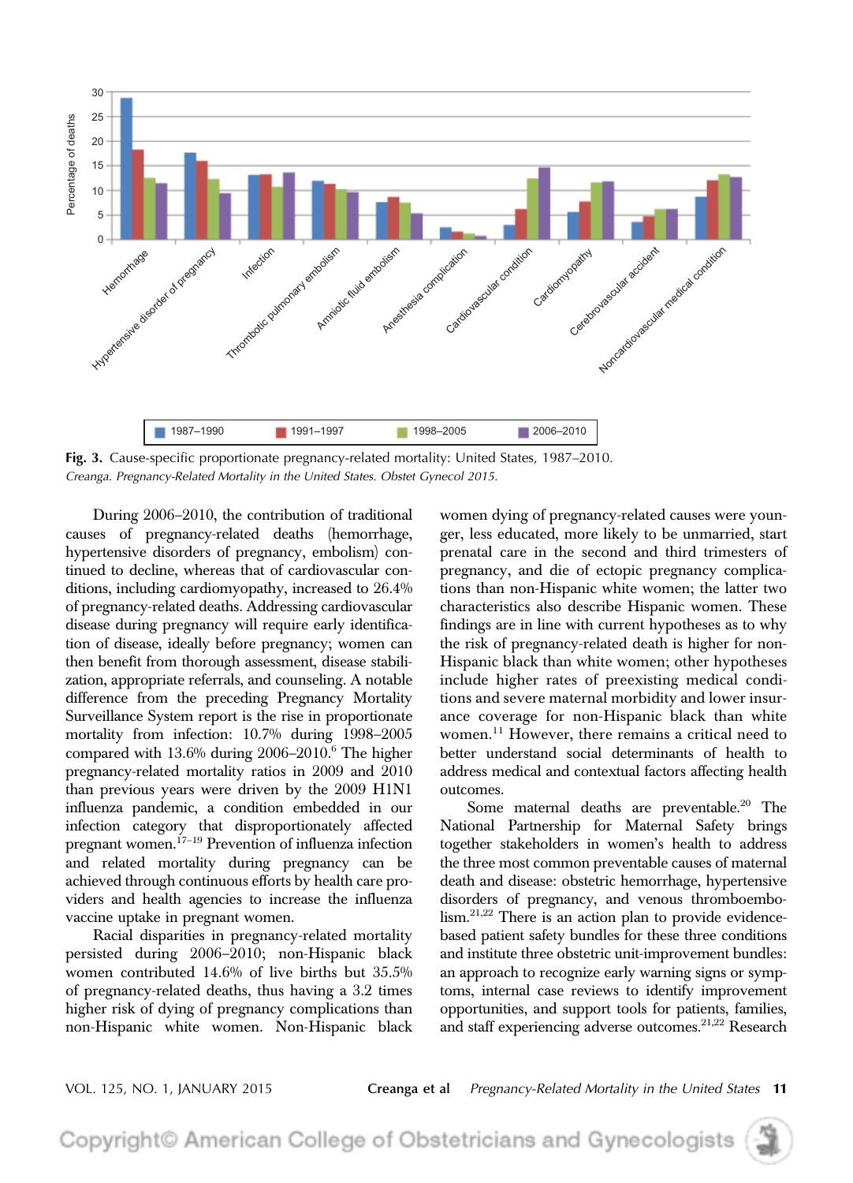Fig. 3. Cause-specific proportionate pregnancy-related mortality: United States, 1987–2010.
*Creanga. Pregnancy-Related Mortality in the United States. Obstet Gynecol 2015.*

During 2006–2010, the contribution of traditional causes of pregnancy-related deaths (hemorrhage, hypertensive disorders of pregnancy, embolism) continued to decline, whereas that of cardiovascular conditions, including cardiomyopathy, increased to 26.4% of pregnancy-related deaths. Addressing cardiovascular disease during pregnancy will require early identification of disease, ideally before pregnancy; women can then benefit from thorough assessment, disease stabilization, appropriate referrals, and counseling. A notable difference from the preceding Pregnancy Mortality Surveillance System report is the rise in proportionate mortality from infection: 10.7% during 1998–2005 compared with 13.6% during 2006–2010.[6] The higher pregnancy-related mortality ratios in 2009 and 2010 than previous years were driven by the 2009 H1N1 influenza pandemic, a condition embedded in our infection category that disproportionately affected pregnant women.[17–19] Prevention of influenza infection and related mortality during pregnancy can be achieved through continuous efforts by health care providers and health agencies to increase the influenza vaccine uptake in pregnant women.

Racial disparities in pregnancy-related mortality persisted during 2006–2010; non-Hispanic black women contributed 14.6% of live births but 35.5% of pregnancy-related deaths, thus having a 3.2 times higher risk of dying of pregnancy complications than non-Hispanic white women. Non-Hispanic black women dying of pregnancy-related causes were younger, less educated, more likely to be unmarried, start prenatal care in the second and third trimesters of pregnancy, and die of ectopic pregnancy complications than non-Hispanic white women; the latter two characteristics also describe Hispanic women. These findings are in line with current hypotheses as to why the risk of pregnancy-related death is higher for non-Hispanic black than white women; other hypotheses include higher rates of preexisting medical conditions and severe maternal morbidity and lower insurance coverage for non-Hispanic black than white women.[11] However, there remains a critical need to better understand social determinants of health to address medical and contextual factors affecting health outcomes.

Some maternal deaths are preventable.[20] The National Partnership for Maternal Safety brings together stakeholders in women's health to address the three most common preventable causes of maternal death and disease: obstetric hemorrhage, hypertensive disorders of pregnancy, and venous thromboembolism.[21,22] There is an action plan to provide evidence-based patient safety bundles for these three conditions and institute three obstetric unit-improvement bundles: an approach to recognize early warning signs or symptoms, internal case reviews to identify improvement opportunities, and support tools for patients, families, and staff experiencing adverse outcomes.[21,22] Research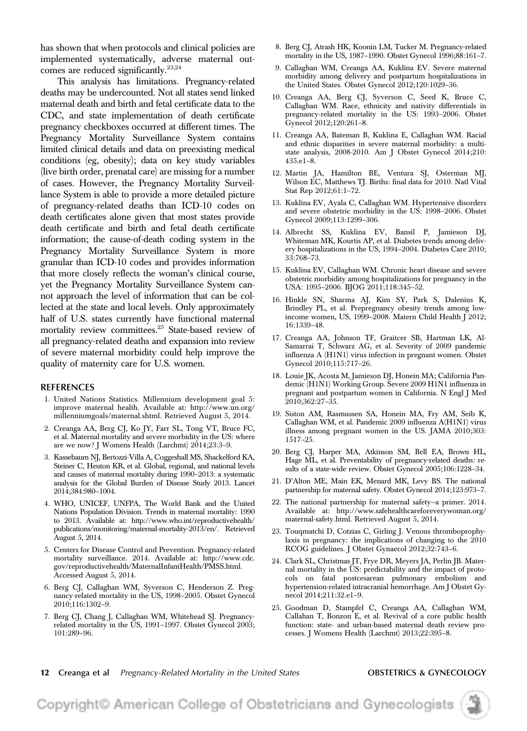has shown that when protocols and clinical policies are implemented systematically, adverse maternal outcomes are reduced significantly.[23,24]

This analysis has limitations. Pregnancy-related deaths may be undercounted. Not all states send linked maternal death and birth and fetal certificate data to the CDC, and state implementation of death certificate pregnancy checkboxes occurred at different times. The Pregnancy Mortality Surveillance System contains limited clinical details and data on preexisting medical conditions (eg, obesity); data on key study variables (live birth order, prenatal care) are missing for a number of cases. However, the Pregnancy Mortality Surveillance System is able to provide a more detailed picture of pregnancy-related deaths than ICD-10 codes on death certificates alone given that most states provide death certificate and birth and fetal death certificate information; the cause-of-death coding system in the Pregnancy Mortality Surveillance System is more granular than ICD-10 codes and provides information that more closely reflects the woman's clinical course, yet the Pregnancy Mortality Surveillance System cannot approach the level of information that can be collected at the state and local levels. Only approximately half of U.S. states currently have functional maternal mortality review committees.[25] State-based review of all pregnancy-related deaths and expansion into review of severe maternal morbidity could help improve the quality of maternity care for U.S. women.

## REFERENCES

1. United Nations Statistics. Millennium development goal 5: improve maternal health. Available at: http://www.un.org/millenniumgoals/maternal.shtml. Retrieved August 5, 2014.
2. Creanga AA, Berg CJ, Ko JY, Farr SL, Tong VT, Bruce FC, et al. Maternal mortality and severe morbidity in the US: where are we now? J Womens Health (Larchmt) 2014;23:3–9.
3. Kassebaum NJ, Bertozzi-Villa A, Coggeshall MS, Shackelford KA, Steiner C, Heuton KR, et al. Global, regional, and national levels and causes of maternal mortality during 1990–2013: a systematic analysis for the Global Burden of Disease Study 2013. Lancet 2014;384:980–1004.
4. WHO, UNICEF, UNFPA, The World Bank and the United Nations Population Division. Trends in maternal mortality: 1990 to 2013. Available at: http://www.who.int/reproductivehealth/publications/monitoring/maternal-mortality-2013/en/. Retrieved August 5, 2014.
5. Centers for Disease Control and Prevention. Pregnancy-related mortality surveillance. 2014. Available at: http://www.cdc.gov/reproductivehealth/MaternalInfantHealth/PMSS.html. Accessed August 5, 2014.
6. Berg CJ, Callaghan WM, Syverson C, Henderson Z. Pregnancy-related mortality in the US, 1998–2005. Obstet Gynecol 2010;116:1302–9.
7. Berg CJ, Chang J, Callaghan WM, Whitehead SJ. Pregnancy-related mortality in the US, 1991–1997. Obstet Gynecol 2003; 101:289–96.
8. Berg CJ, Atrash HK, Koonin LM, Tucker M. Pregnancy-related mortality in the US, 1987–1990. Obstet Gynecol 1996;88:161–7.
9. Callaghan WM, Creanga AA, Kuklina EV. Severe maternal morbidity among delivery and postpartum hospitalizations in the United States. Obstet Gynecol 2012;120:1029–36.
10. Creanga AA, Berg CJ, Syverson C, Seed K, Bruce C, Callaghan WM. Race, ethnicity and nativity differentials in pregnancy-related mortality in the US: 1993–2006. Obstet Gynecol 2012;120:261–8.
11. Creanga AA, Bateman B, Kuklina E, Callaghan WM. Racial and ethnic disparities in severe maternal morbidity: a multistate analysis, 2008-2010. Am J Obstet Gynecol 2014;210: 435.e1–8.
12. Martin JA, Hamilton BE, Ventura SJ, Osterman MJ, Wilson EC, Matthews TJ. Births: final data for 2010. Natl Vital Stat Rep 2012;61:1–72.
13. Kuklina EV, Ayala C, Callaghan WM. Hypertensive disorders and severe obstetric morbidity in the US: 1998–2006. Obstet Gynecol 2009;113:1299–306.
14. Albrecht SS, Kuklina EV, Bansil P, Jamieson DJ, Whiteman MK, Kourtis AP, et al. Diabetes trends among delivery hospitalizations in the US, 1994–2004. Diabetes Care 2010; 33:768–73.
15. Kuklina EV, Callaghan WM. Chronic heart disease and severe obstetric morbidity among hospitalizations for pregnancy in the USA: 1995–2006. BJOG 2011;118:345–52.
16. Hinkle SN, Sharma AJ, Kim SY, Park S, Dalenius K, Brindley PL, et al. Prepregnancy obesity trends among low-income women, US, 1999–2008. Matern Child Health J 2012; 16:1339–48.
17. Creanga AA, Johnson TF, Graitcer SB, Hartman LK, Al-Samarrai T, Schwarz AG, et al. Severity of 2009 pandemic influenza A (H1N1) virus infection in pregnant women. Obstet Gynecol 2010;115:717–26.
18. Louie JK, Acosta M, Jamieson DJ, Honein MA; California Pandemic (H1N1) Working Group. Severe 2009 H1N1 influenza in pregnant and postpartum women in California. N Engl J Med 2010;362:27–35.
19. Siston AM, Rasmussen SA, Honein MA, Fry AM, Seib K, Callaghan WM, et al. Pandemic 2009 influenza A(H1N1) virus illness among pregnant women in the US. JAMA 2010;303: 1517–25.
20. Berg CJ, Harper MA, Atkinson SM, Bell EA, Brown HL, Hage ML, et al. Preventability of pregnancy-related deaths: results of a state-wide review. Obstet Gynecol 2005;106:1228–34.
21. D'Alton ME, Main EK, Menard MK, Levy BS. The national partnership for maternal safety. Obstet Gynecol 2014;123:973–7.
22. The national partnership for maternal safety–a primer. 2014. Available at: http://www.safehealthcareforeverywoman.org/maternal-safety.html. Retrieved August 5, 2014.
23. Touqmatchi D, Cotzias C, Girling J. Venous thromboprophylaxis in pregnancy: the implications of changing to the 2010 RCOG guidelines. J Obstet Gynaecol 2012;32:743–6.
24. Clark SL, Christmas JT, Frye DR, Meyers JA, Perlin JB. Maternal mortality in the US: predictability and the impact of protocols on fatal postcesarean pulmonary embolism and hypertension-related intracranial hemorrhage. Am J Obstet Gynecol 2014;211:32.e1–9.
25. Goodman D, Stampfel C, Creanga AA, Callaghan WM, Callahan T, Bonzon E, et al. Revival of a core public health function: state- and urban-based maternal death review processes. J Womens Health (Larchmt) 2013;22:395–8.